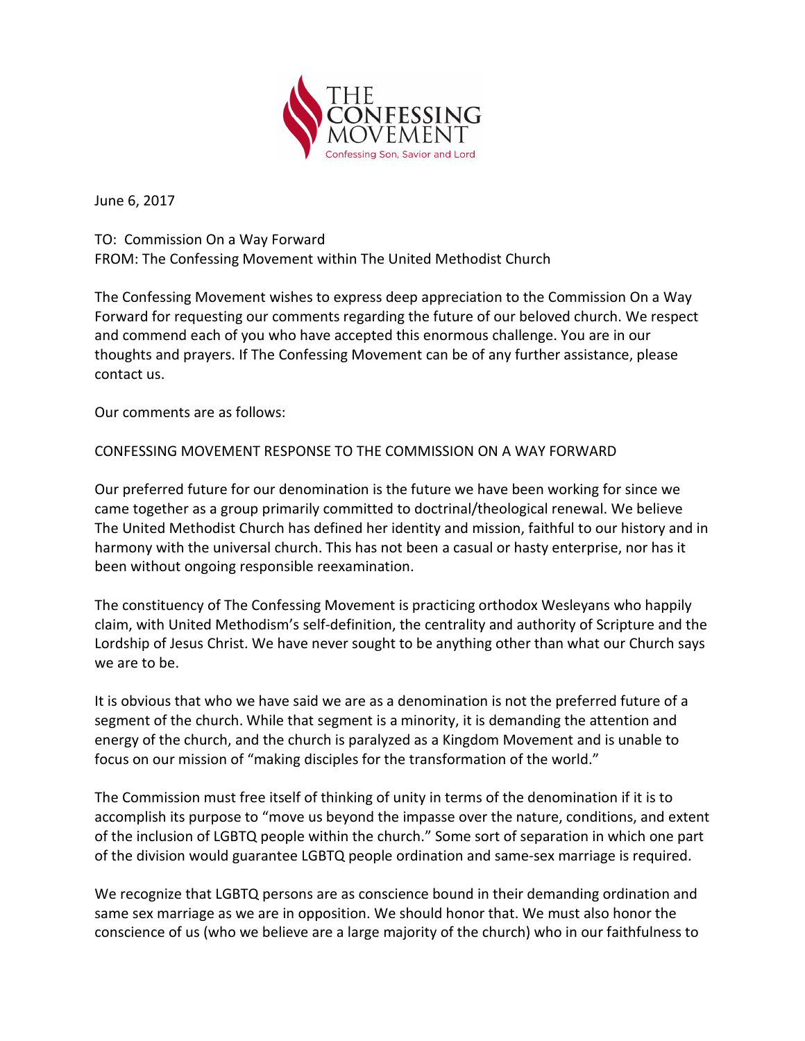THE CONFESSING MOVEMENT

Confessing Son, Savior and Lord

June 6, 2017

TO: Commission On a Way Forward
FROM: The Confessing Movement within The United Methodist Church

The Confessing Movement wishes to express deep appreciation to the Commission On a Way Forward for requesting our comments regarding the future of our beloved church. We respect and commend each of you who have accepted this enormous challenge. You are in our thoughts and prayers. If The Confessing Movement can be of any further assistance, please contact us.

Our comments are as follows:

CONFESSING MOVEMENT RESPONSE TO THE COMMISSION ON A WAY FORWARD

Our preferred future for our denomination is the future we have been working for since we came together as a group primarily committed to doctrinal/theological renewal. We believe The United Methodist Church has defined her identity and mission, faithful to our history and in harmony with the universal church. This has not been a casual or hasty enterprise, nor has it been without ongoing responsible reexamination.

The constituency of The Confessing Movement is practicing orthodox Wesleyans who happily claim, with United Methodism's self-definition, the centrality and authority of Scripture and the Lordship of Jesus Christ. We have never sought to be anything other than what our Church says we are to be.

It is obvious that who we have said we are as a denomination is not the preferred future of a segment of the church. While that segment is a minority, it is demanding the attention and energy of the church, and the church is paralyzed as a Kingdom Movement and is unable to focus on our mission of "making disciples for the transformation of the world."

The Commission must free itself of thinking of unity in terms of the denomination if it is to accomplish its purpose to "move us beyond the impasse over the nature, conditions, and extent of the inclusion of LGBTQ people within the church." Some sort of separation in which one part of the division would guarantee LGBTQ people ordination and same-sex marriage is required.

We recognize that LGBTQ persons are as conscience bound in their demanding ordination and same sex marriage as we are in opposition. We should honor that. We must also honor the conscience of us (who we believe are a large majority of the church) who in our faithfulness to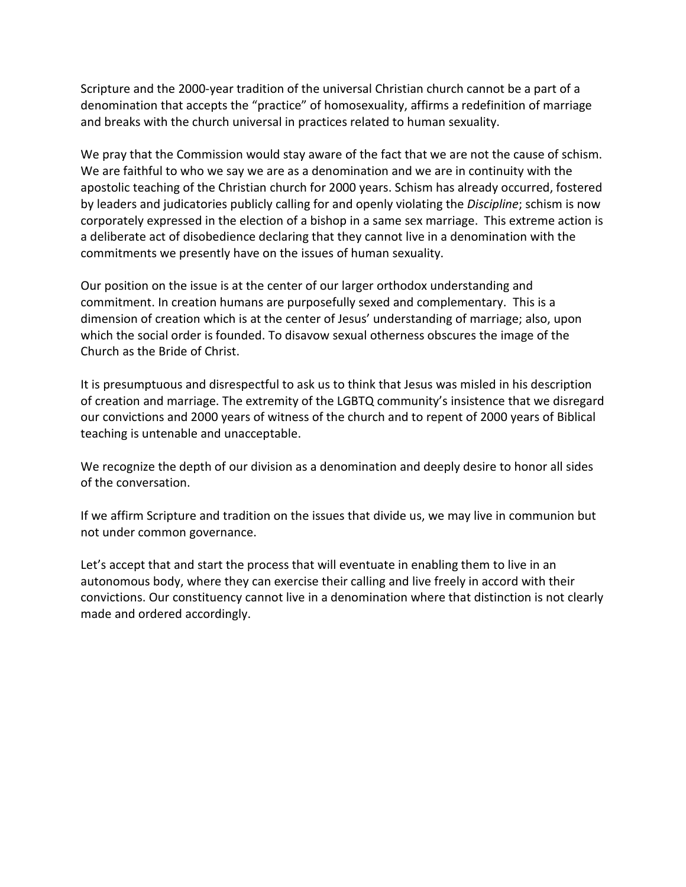Scripture and the 2000-year tradition of the universal Christian church cannot be a part of a denomination that accepts the "practice" of homosexuality, affirms a redefinition of marriage and breaks with the church universal in practices related to human sexuality.

We pray that the Commission would stay aware of the fact that we are not the cause of schism. We are faithful to who we say we are as a denomination and we are in continuity with the apostolic teaching of the Christian church for 2000 years. Schism has already occurred, fostered by leaders and judicatories publicly calling for and openly violating the *Discipline*; schism is now corporately expressed in the election of a bishop in a same sex marriage. This extreme action is a deliberate act of disobedience declaring that they cannot live in a denomination with the commitments we presently have on the issues of human sexuality.

Our position on the issue is at the center of our larger orthodox understanding and commitment. In creation humans are purposefully sexed and complementary. This is a dimension of creation which is at the center of Jesus' understanding of marriage; also, upon which the social order is founded. To disavow sexual otherness obscures the image of the Church as the Bride of Christ.

It is presumptuous and disrespectful to ask us to think that Jesus was misled in his description of creation and marriage. The extremity of the LGBTQ community's insistence that we disregard our convictions and 2000 years of witness of the church and to repent of 2000 years of Biblical teaching is untenable and unacceptable.

We recognize the depth of our division as a denomination and deeply desire to honor all sides of the conversation.

If we affirm Scripture and tradition on the issues that divide us, we may live in communion but not under common governance.

Let's accept that and start the process that will eventuate in enabling them to live in an autonomous body, where they can exercise their calling and live freely in accord with their convictions. Our constituency cannot live in a denomination where that distinction is not clearly made and ordered accordingly.